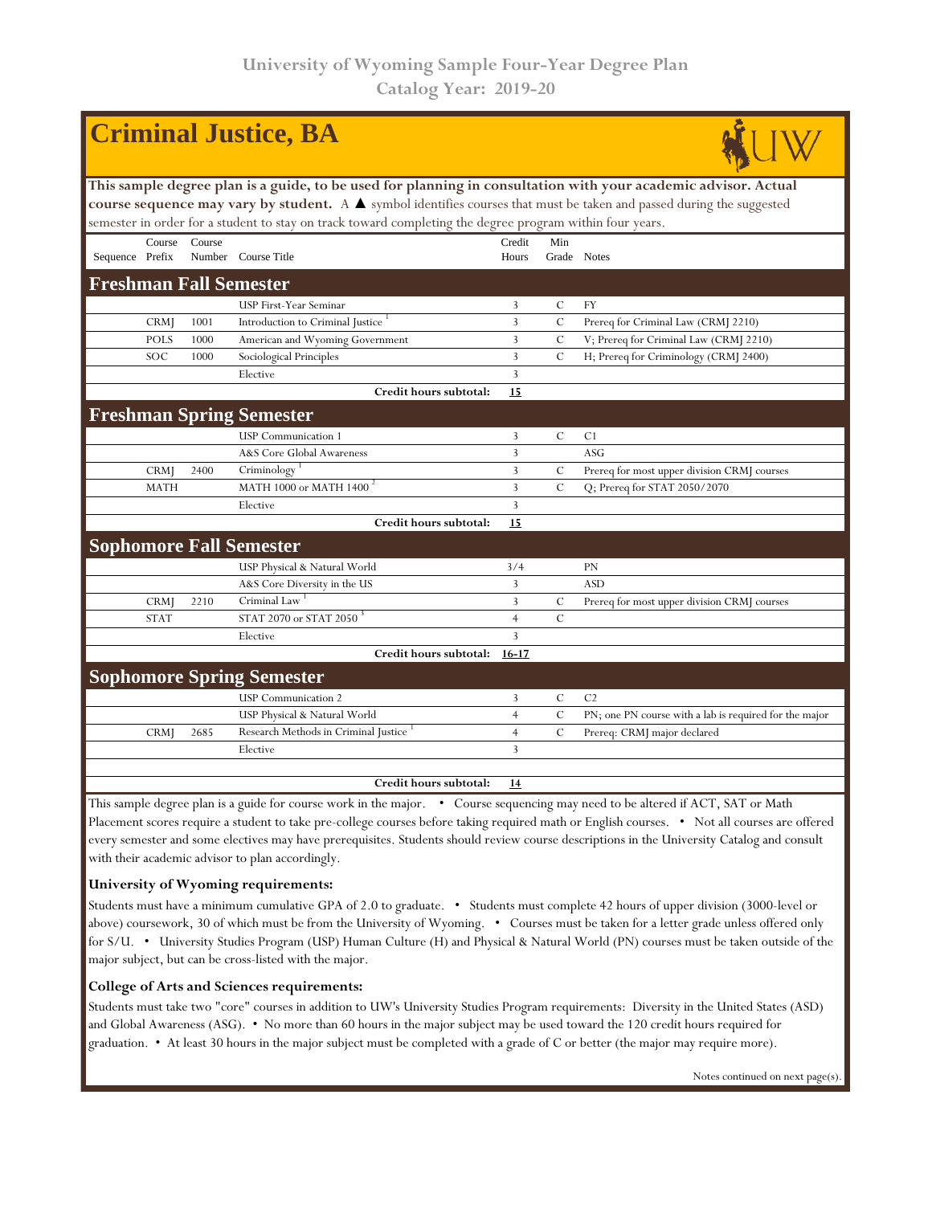University of Wyoming Sample Four-Year Degree Plan
Catalog Year: 2019-20

# Criminal Justice, BA

**This sample degree plan is a guide, to be used for planning in consultation with your academic advisor. Actual course sequence may vary by student.** A ▲ symbol identifies courses that must be taken and passed during the suggested semester in order for a student to stay on track toward completing the degree program within four years.

| Sequence | Course Prefix | Course Number | Course Title | Credit Hours | Min Grade | Notes |
|---|---|---|---|---|---|---|
| **Freshman Fall Semester** | | | | | | |
| | | | USP First-Year Seminar | 3 | C | FY |
| | CRMJ | 1001 | Introduction to Criminal Justice [1] | 3 | C | Prereq for Criminal Law (CRMJ 2210) |
| | POLS | 1000 | American and Wyoming Government | 3 | C | V; Prereq for Criminal Law (CRMJ 2210) |
| | SOC | 1000 | Sociological Principles | 3 | C | H; Prereq for Criminology (CRMJ 2400) |
| | | | Elective | 3 | | |
| | | | **Credit hours subtotal:** | **15** | | |
| **Freshman Spring Semester** | | | | | | |
| | | | USP Communication 1 | 3 | C | C1 |
| | | | A&S Core Global Awareness | 3 | | ASG |
| | CRMJ | 2400 | Criminology [1] | 3 | C | Prereq for most upper division CRMJ courses |
| | MATH | | MATH 1000 or MATH 1400 [2] | 3 | C | Q; Prereq for STAT 2050/2070 |
| | | | Elective | 3 | | |
| | | | **Credit hours subtotal:** | **15** | | |
| **Sophomore Fall Semester** | | | | | | |
| | | | USP Physical & Natural World | 3/4 | | PN |
| | | | A&S Core Diversity in the US | 3 | | ASD |
| | CRMJ | 2210 | Criminal Law [1] | 3 | C | Prereq for most upper division CRMJ courses |
| | STAT | | STAT 2070 or STAT 2050 [3] | 4 | C | |
| | | | Elective | 3 | | |
| | | | **Credit hours subtotal:** | **16-17** | | |
| **Sophomore Spring Semester** | | | | | | |
| | | | USP Communication 2 | 3 | C | C2 |
| | | | USP Physical & Natural World | 4 | C | PN; one PN course with a lab is required for the major |
| | CRMJ | 2685 | Research Methods in Criminal Justice [1] | 4 | C | Prereq: CRMJ major declared |
| | | | Elective | 3 | | |
| | | | | | | |
| | | | **Credit hours subtotal:** | **14** | | |

This sample degree plan is a guide for course work in the major. • Course sequencing may need to be altered if ACT, SAT or Math Placement scores require a student to take pre-college courses before taking required math or English courses. • Not all courses are offered every semester and some electives may have prerequisites. Students should review course descriptions in the University Catalog and consult with their academic advisor to plan accordingly.

### University of Wyoming requirements:

Students must have a minimum cumulative GPA of 2.0 to graduate. • Students must complete 42 hours of upper division (3000-level or above) coursework, 30 of which must be from the University of Wyoming. • Courses must be taken for a letter grade unless offered only for S/U. • University Studies Program (USP) Human Culture (H) and Physical & Natural World (PN) courses must be taken outside of the major subject, but can be cross-listed with the major.

### College of Arts and Sciences requirements:

Students must take two "core" courses in addition to UW's University Studies Program requirements: Diversity in the United States (ASD) and Global Awareness (ASG). • No more than 60 hours in the major subject may be used toward the 120 credit hours required for graduation. • At least 30 hours in the major subject must be completed with a grade of C or better (the major may require more).

Notes continued on next page(s).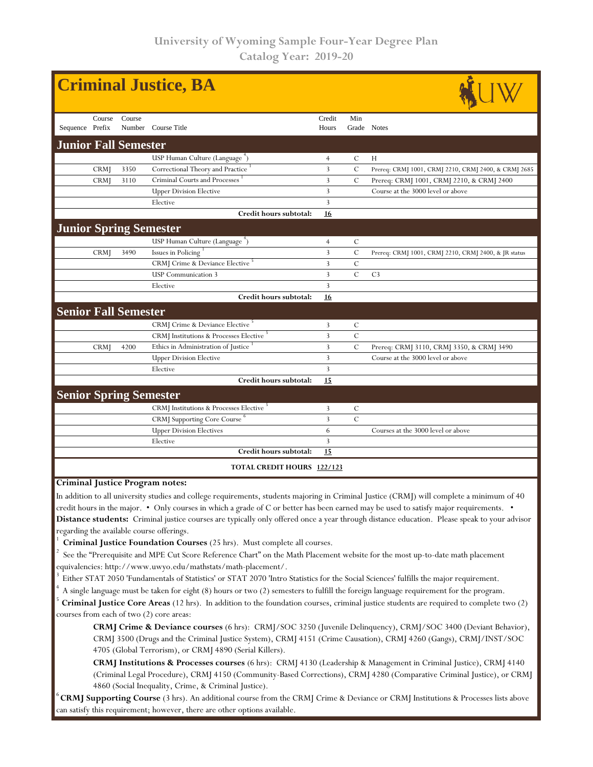# University of Wyoming Sample Four-Year Degree Plan
## Catalog Year: 2019-20

# Criminal Justice, BA

| Sequence | Course Prefix | Course Number | Course Title | Credit Hours | Min Grade | Notes |
|---|---|---|---|---|---|---|
| **Junior Fall Semester** | | | | | | |
| | | | USP Human Culture (Language [4]) | 4 | C | H |
| | CRMJ | 3350 | Correctional Theory and Practice [1] | 3 | C | Prereq: CRMJ 1001, CRMJ 2210, CRMJ 2400, & CRMJ 2685 |
| | CRMJ | 3110 | Criminal Courts and Processes [1] | 3 | C | Prereq: CRMJ 1001, CRMJ 2210, & CRMJ 2400 |
| | | | Upper Division Elective | 3 | | Course at the 3000 level or above |
| | | | Elective | 3 | | |
| | | | **Credit hours subtotal:** | **16** | | |
| **Junior Spring Semester** | | | | | | |
| | | | USP Human Culture (Language [4]) | 4 | C | |
| | CRMJ | 3490 | Issues in Policing [1] | 3 | C | Prereq: CRMJ 1001, CRMJ 2210, CRMJ 2400, & JR status |
| | | | CRMJ Crime & Deviance Elective [5] | 3 | C | |
| | | | USP Communication 3 | 3 | C | C3 |
| | | | Elective | 3 | | |
| | | | **Credit hours subtotal:** | **16** | | |
| **Senior Fall Semester** | | | | | | |
| | | | CRMJ Crime & Deviance Elective [5] | 3 | C | |
| | | | CRMJ Institutions & Processes Elective [5] | 3 | C | |
| | CRMJ | 4200 | Ethics in Administration of Justice [1] | 3 | C | Prereq: CRMJ 3110, CRMJ 3350, & CRMJ 3490 |
| | | | Upper Division Elective | 3 | | Course at the 3000 level or above |
| | | | Elective | 3 | | |
| | | | **Credit hours subtotal:** | **15** | | |
| **Senior Spring Semester** | | | | | | |
| | | | CRMJ Institutions & Processes Elective [5] | 3 | C | |
| | | | CRMJ Supporting Core Course [6] | 3 | C | |
| | | | Upper Division Electives | 6 | | Courses at the 3000 level or above |
| | | | Elective | 3 | | |
| | | | **Credit hours subtotal:** | **15** | | |
| | | | **TOTAL CREDIT HOURS** | **122/123** | | |

**Criminal Justice Program notes:**

In addition to all university studies and college requirements, students majoring in Criminal Justice (CRMJ) will complete a minimum of 40 credit hours in the major. • Only courses in which a grade of C or better has been earned may be used to satisfy major requirements. • **Distance students:** Criminal justice courses are typically only offered once a year through distance education. Please speak to your advisor regarding the available course offerings.

[1] **Criminal Justice Foundation Courses** (25 hrs). Must complete all courses.

[2] See the "Prerequisite and MPE Cut Score Reference Chart" on the Math Placement website for the most up-to-date math placement equivalencies: http://www.uwyo.edu/mathstats/math-placement/.

[3] Either STAT 2050 'Fundamentals of Statistics' or STAT 2070 'Intro Statistics for the Social Sciences' fulfills the major requirement.

[4] A single language must be taken for eight (8) hours or two (2) semesters to fulfill the foreign language requirement for the program.

[5] **Criminal Justice Core Areas** (12 hrs). In addition to the foundation courses, criminal justice students are required to complete two (2) courses from each of two (2) core areas:

> **CRMJ Crime & Deviance courses** (6 hrs): CRMJ/SOC 3250 (Juvenile Delinquency), CRMJ/SOC 3400 (Deviant Behavior), CRMJ 3500 (Drugs and the Criminal Justice System), CRMJ 4151 (Crime Causation), CRMJ 4260 (Gangs), CRMJ/INST/SOC 4705 (Global Terrorism), or CRMJ 4890 (Serial Killers).
>
> **CRMJ Institutions & Processes courses** (6 hrs): CRMJ 4130 (Leadership & Management in Criminal Justice), CRMJ 4140 (Criminal Legal Procedure), CRMJ 4150 (Community-Based Corrections), CRMJ 4280 (Comparative Criminal Justice), or CRMJ 4860 (Social Inequality, Crime, & Criminal Justice).

[6] **CRMJ Supporting Course** (3 hrs). An additional course from the CRMJ Crime & Deviance or CRMJ Institutions & Processes lists above can satisfy this requirement; however, there are other options available.